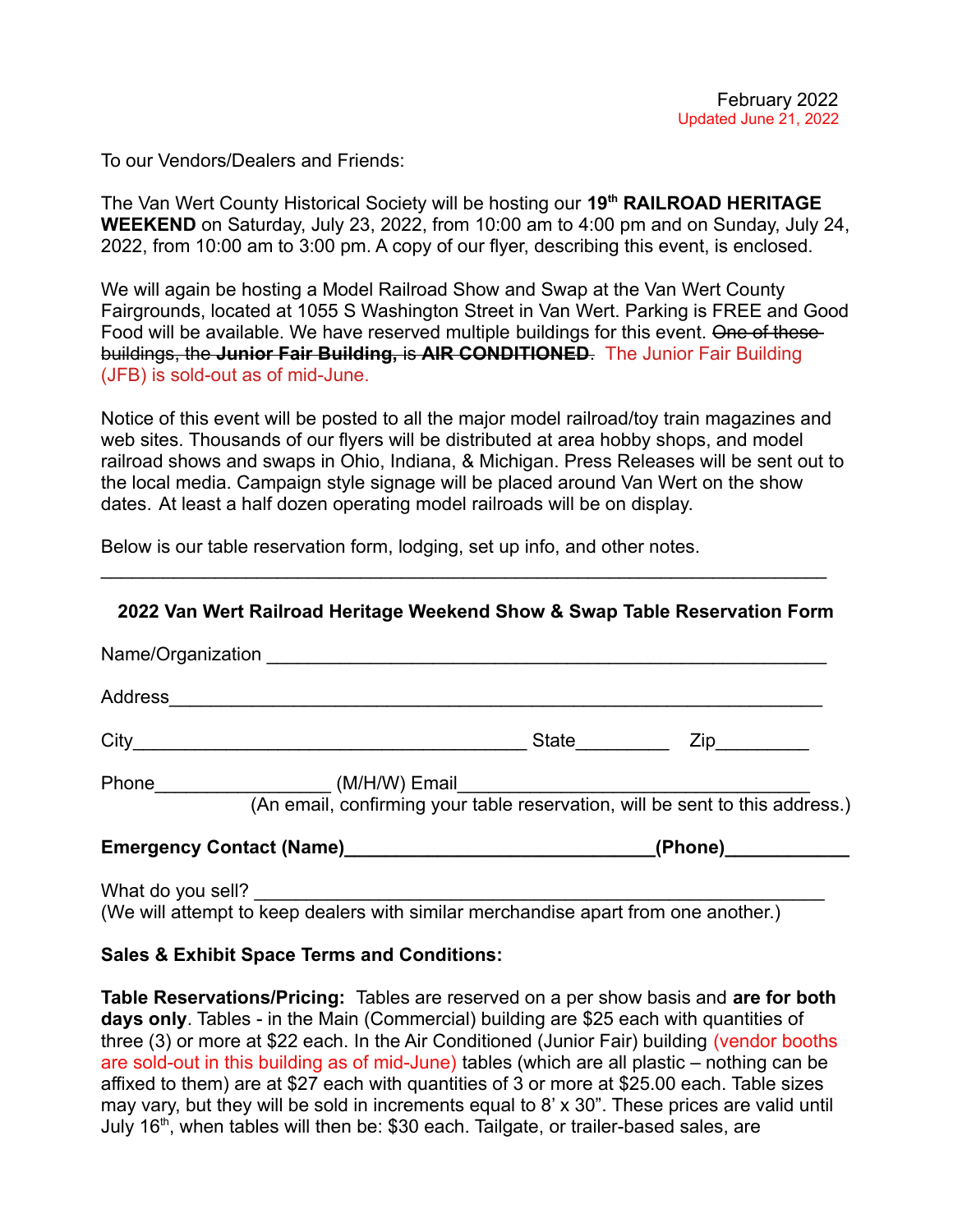February 2022
Updated June 21, 2022

To our Vendors/Dealers and Friends:

The Van Wert County Historical Society will be hosting our **19th RAILROAD HERITAGE WEEKEND** on Saturday, July 23, 2022, from 10:00 am to 4:00 pm and on Sunday, July 24, 2022, from 10:00 am to 3:00 pm. A copy of our flyer, describing this event, is enclosed.

We will again be hosting a Model Railroad Show and Swap at the Van Wert County Fairgrounds, located at 1055 S Washington Street in Van Wert. Parking is FREE and Good Food will be available. We have reserved multiple buildings for this event. ~~One of these buildings, the **Junior Fair Building,** is **AIR CONDITIONED**~~. The Junior Fair Building (JFB) is sold-out as of mid-June.

Notice of this event will be posted to all the major model railroad/toy train magazines and web sites. Thousands of our flyers will be distributed at area hobby shops, and model railroad shows and swaps in Ohio, Indiana, & Michigan. Press Releases will be sent out to the local media. Campaign style signage will be placed around Van Wert on the show dates. At least a half dozen operating model railroads will be on display.

Below is our table reservation form, lodging, set up info, and other notes.

---

**2022 Van Wert Railroad Heritage Weekend Show & Swap Table Reservation Form**

Name/Organization ______________________________________________________

Address_______________________________________________________________

City____________________________________ State_________ Zip_________

Phone_________________ (M/H/W) Email_________________________________
(An email, confirming your table reservation, will be sent to this address.)

**Emergency Contact (Name)_____________________________(Phone)___________**

What do you sell? ______________________________________________________
(We will attempt to keep dealers with similar merchandise apart from one another.)

**Sales & Exhibit Space Terms and Conditions:**

**Table Reservations/Pricing:** Tables are reserved on a per show basis and **are for both days only**. Tables - in the Main (Commercial) building are $25 each with quantities of three (3) or more at $22 each. In the Air Conditioned (Junior Fair) building (vendor booths are sold-out in this building as of mid-June) tables (which are all plastic – nothing can be affixed to them) are at $27 each with quantities of 3 or more at $25.00 each. Table sizes may vary, but they will be sold in increments equal to 8' x 30". These prices are valid until July 16th, when tables will then be: $30 each. Tailgate, or trailer-based sales, are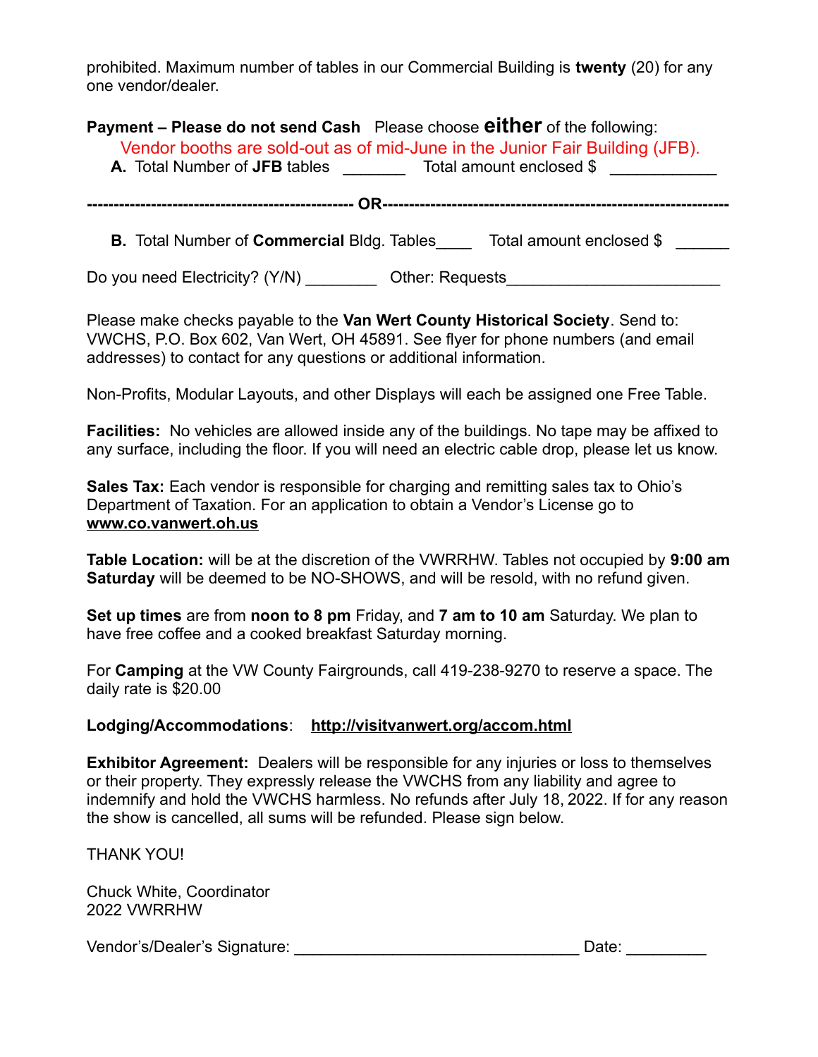prohibited. Maximum number of tables in our Commercial Building is **twenty** (20) for any one vendor/dealer.

**Payment – Please do not send Cash** Please choose **either** of the following:

Vendor booths are sold-out as of mid-June in the Junior Fair Building (JFB).

**A.** Total Number of **JFB** tables _______ Total amount enclosed $ ____________

------------------------------------------------ **OR** ------------------------------------------------

**B.** Total Number of **Commercial** Bldg. Tables____ Total amount enclosed $ ______

Do you need Electricity? (Y/N) ________ Other: Requests_______________________

Please make checks payable to the **Van Wert County Historical Society**. Send to: VWCHS, P.O. Box 602, Van Wert, OH 45891. See flyer for phone numbers (and email addresses) to contact for any questions or additional information.

Non-Profits, Modular Layouts, and other Displays will each be assigned one Free Table.

**Facilities:** No vehicles are allowed inside any of the buildings. No tape may be affixed to any surface, including the floor. If you will need an electric cable drop, please let us know.

**Sales Tax:** Each vendor is responsible for charging and remitting sales tax to Ohio's Department of Taxation. For an application to obtain a Vendor's License go to **www.co.vanwert.oh.us**

**Table Location:** will be at the discretion of the VWRRHW. Tables not occupied by **9:00 am Saturday** will be deemed to be NO-SHOWS, and will be resold, with no refund given.

**Set up times** are from **noon to 8 pm** Friday, and **7 am to 10 am** Saturday. We plan to have free coffee and a cooked breakfast Saturday morning.

For **Camping** at the VW County Fairgrounds, call 419-238-9270 to reserve a space. The daily rate is $20.00

**Lodging/Accommodations**: **http://visitvanwert.org/accom.html**

**Exhibitor Agreement:** Dealers will be responsible for any injuries or loss to themselves or their property. They expressly release the VWCHS from any liability and agree to indemnify and hold the VWCHS harmless. No refunds after July 18, 2022. If for any reason the show is cancelled, all sums will be refunded. Please sign below.

THANK YOU!

Chuck White, Coordinator
2022 VWRRHW

Vendor's/Dealer's Signature: ______________________________ Date: _________